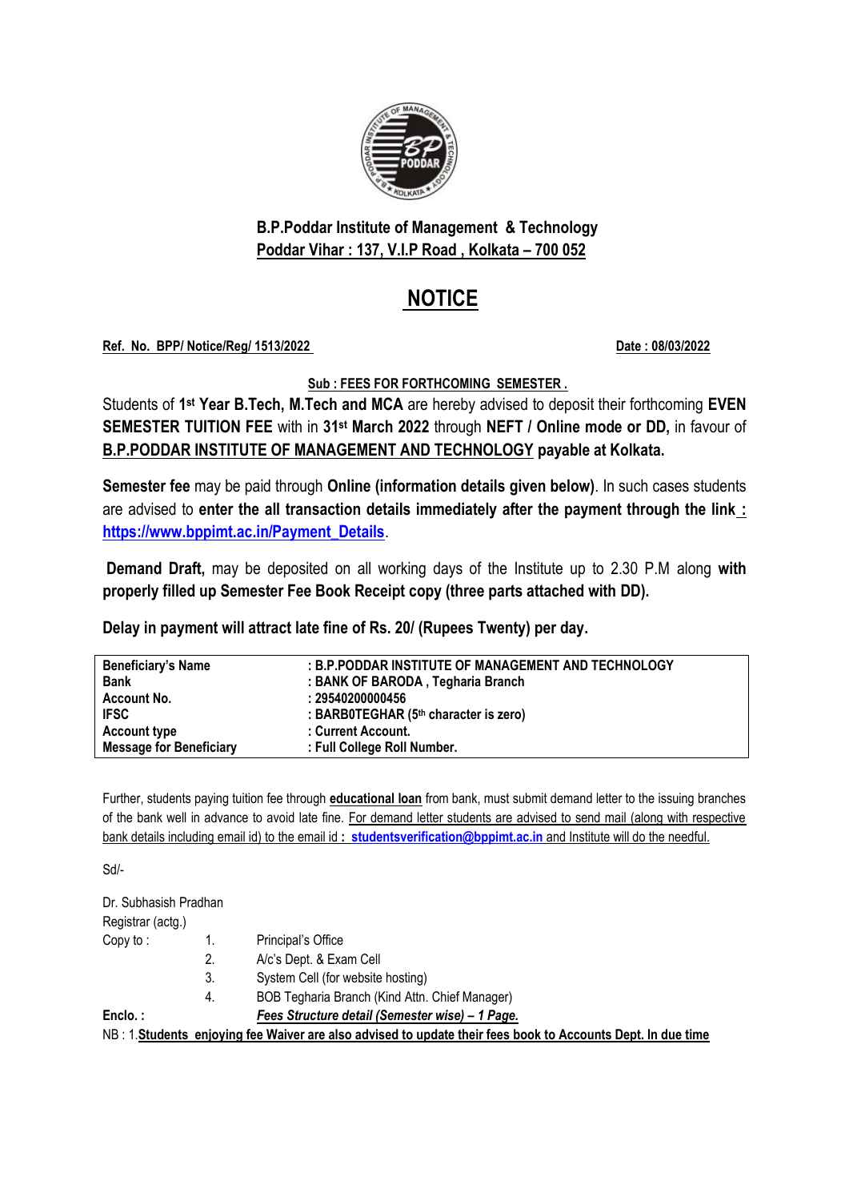## B.P.Poddar Institute of Management & Technology

**Poddar Vihar : 137, V.I.P Road , Kolkata – 700 052**

# NOTICE

**Ref. No. BPP/ Notice/Reg/ 1513/2022** **Date : 08/03/2022**

**Sub : FEES FOR FORTHCOMING SEMESTER .**

Students of **1st Year B.Tech, M.Tech and MCA** are hereby advised to deposit their forthcoming **EVEN SEMESTER TUITION FEE** with in **31st March 2022** through **NEFT / Online mode or DD,** in favour of **B.P.PODDAR INSTITUTE OF MANAGEMENT AND TECHNOLOGY payable at Kolkata.**

**Semester fee** may be paid through **Online (information details given below)**. In such cases students are advised to **enter the all transaction details immediately after the payment through the link : https://www.bppimt.ac.in/Payment_Details**.

**Demand Draft,** may be deposited on all working days of the Institute up to 2.30 P.M along **with properly filled up Semester Fee Book Receipt copy (three parts attached with DD).**

**Delay in payment will attract late fine of Rs. 20/ (Rupees Twenty) per day.**

| | |
|---|---|
| **Beneficiary's Name** | **: B.P.PODDAR INSTITUTE OF MANAGEMENT AND TECHNOLOGY** |
| **Bank** | **: BANK OF BARODA , Tegharia Branch** |
| **Account No.** | **: 29540200000456** |
| **IFSC** | **: BARB0TEGHAR (5th character is zero)** |
| **Account type** | **: Current Account.** |
| **Message for Beneficiary** | **: Full College Roll Number.** |

Further, students paying tuition fee through **educational loan** from bank, must submit demand letter to the issuing branches of the bank well in advance to avoid late fine. For demand letter students are advised to send mail (along with respective bank details including email id) to the email id **: studentsverification@bppimt.ac.in** and Institute will do the needful.

Sd/-

Dr. Subhasish Pradhan
Registrar (actg.)

Copy to :
1. Principal's Office
2. A/c's Dept. & Exam Cell
3. System Cell (for website hosting)
4. BOB Tegharia Branch (Kind Attn. Chief Manager)

**Enclo. :** ***Fees Structure detail (Semester wise) – 1 Page.***

NB : 1.**Students enjoying fee Waiver are also advised to update their fees book to Accounts Dept. In due time**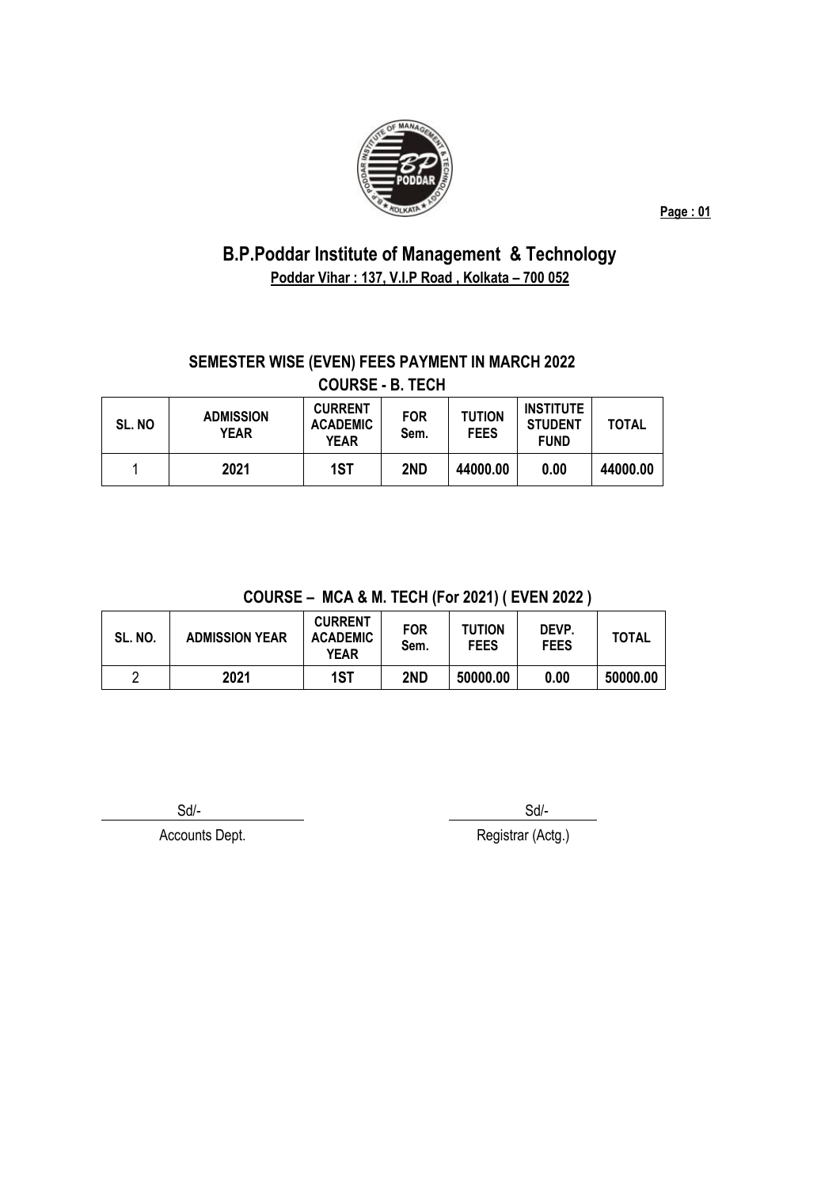# B.P.Poddar Institute of Management & Technology

**Poddar Vihar : 137, V.I.P Road , Kolkata – 700 052**

## SEMESTER WISE (EVEN) FEES PAYMENT IN MARCH 2022

### COURSE - B. TECH

| SL. NO | ADMISSION YEAR | CURRENT ACADEMIC YEAR | FOR Sem. | TUTION FEES | INSTITUTE STUDENT FUND | TOTAL |
|---|---|---|---|---|---|---|
| 1 | 2021 | 1ST | 2ND | 44000.00 | 0.00 | 44000.00 |

### COURSE – MCA & M. TECH (For 2021) ( EVEN 2022 )

| SL. NO. | ADMISSION YEAR | CURRENT ACADEMIC YEAR | FOR Sem. | TUTION FEES | DEVP. FEES | TOTAL |
|---|---|---|---|---|---|---|
| 2 | 2021 | 1ST | 2ND | 50000.00 | 0.00 | 50000.00 |

Sd/-
Accounts Dept.

Sd/-
Registrar (Actg.)